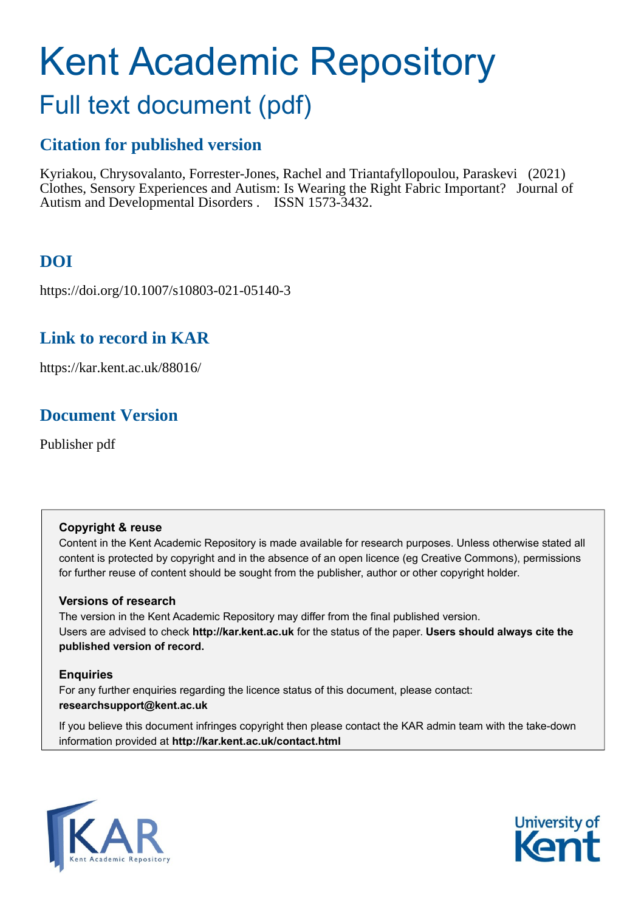# Kent Academic Repository

## Full text document (pdf)

## Citation for published version

Kyriakou, Chrysovalanto, Forrester-Jones, Rachel and Triantafyllopoulou, Paraskevi (2021) Clothes, Sensory Experiences and Autism: Is Wearing the Right Fabric Important? Journal of Autism and Developmental Disorders . ISSN 1573-3432.

## DOI

https://doi.org/10.1007/s10803-021-05140-3

## Link to record in KAR

https://kar.kent.ac.uk/88016/

## Document Version

Publisher pdf

**Copyright & reuse**

Content in the Kent Academic Repository is made available for research purposes. Unless otherwise stated all content is protected by copyright and in the absence of an open licence (eg Creative Commons), permissions for further reuse of content should be sought from the publisher, author or other copyright holder.

**Versions of research**

The version in the Kent Academic Repository may differ from the final published version. Users are advised to check **http://kar.kent.ac.uk** for the status of the paper. **Users should always cite the published version of record.**

**Enquiries**

For any further enquiries regarding the licence status of this document, please contact: **researchsupport@kent.ac.uk**

If you believe this document infringes copyright then please contact the KAR admin team with the take-down information provided at **http://kar.kent.ac.uk/contact.html**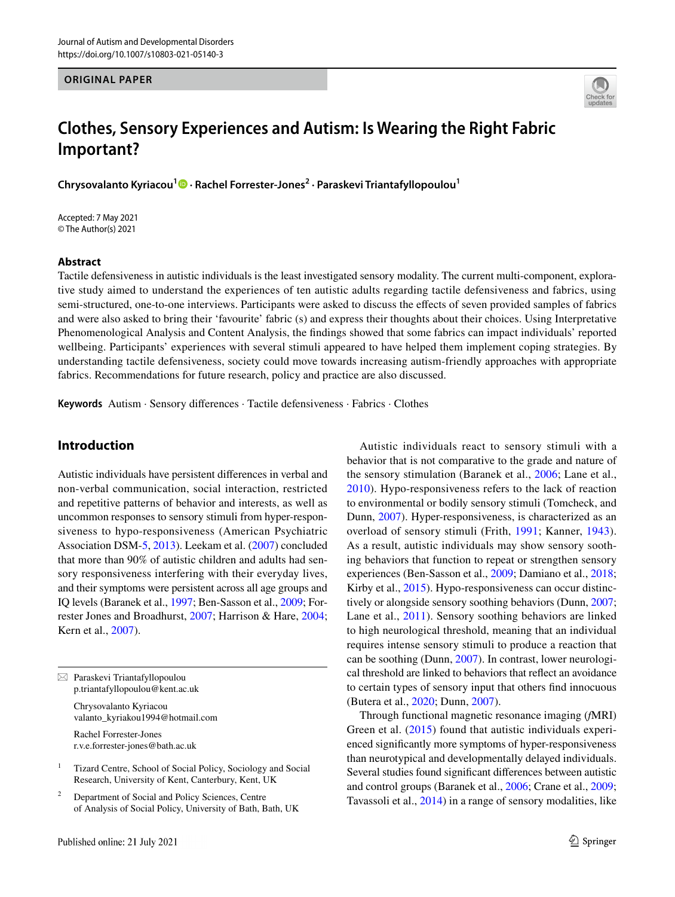Journal of Autism and Developmental Disorders
https://doi.org/10.1007/s10803-021-05140-3

**ORIGINAL PAPER**

# Clothes, Sensory Experiences and Autism: Is Wearing the Right Fabric Important?

**Chrysovalanto Kyriacou[1] · Rachel Forrester-Jones[2] · Paraskevi Triantafyllopoulou[1]**

Accepted: 7 May 2021
© The Author(s) 2021

## Abstract

Tactile defensiveness in autistic individuals is the least investigated sensory modality. The current multi-component, explorative study aimed to understand the experiences of ten autistic adults regarding tactile defensiveness and fabrics, using semi-structured, one-to-one interviews. Participants were asked to discuss the effects of seven provided samples of fabrics and were also asked to bring their 'favourite' fabric (s) and express their thoughts about their choices. Using Interpretative Phenomenological Analysis and Content Analysis, the findings showed that some fabrics can impact individuals' reported wellbeing. Participants' experiences with several stimuli appeared to have helped them implement coping strategies. By understanding tactile defensiveness, society could move towards increasing autism-friendly approaches with appropriate fabrics. Recommendations for future research, policy and practice are also discussed.

**Keywords** Autism · Sensory differences · Tactile defensiveness · Fabrics · Clothes

## Introduction

Autistic individuals have persistent differences in verbal and non-verbal communication, social interaction, restricted and repetitive patterns of behavior and interests, as well as uncommon responses to sensory stimuli from hyper-responsiveness to hypo-responsiveness (American Psychiatric Association DSM-5, 2013). Leekam et al. (2007) concluded that more than 90% of autistic children and adults had sensory responsiveness interfering with their everyday lives, and their symptoms were persistent across all age groups and IQ levels (Baranek et al., 1997; Ben-Sasson et al., 2009; Forrester Jones and Broadhurst, 2007; Harrison & Hare, 2004; Kern et al., 2007).

Autistic individuals react to sensory stimuli with a behavior that is not comparative to the grade and nature of the sensory stimulation (Baranek et al., 2006; Lane et al., 2010). Hypo-responsiveness refers to the lack of reaction to environmental or bodily sensory stimuli (Tomcheck, and Dunn, 2007). Hyper-responsiveness, is characterized as an overload of sensory stimuli (Frith, 1991; Kanner, 1943). As a result, autistic individuals may show sensory soothing behaviors that function to repeat or strengthen sensory experiences (Ben-Sasson et al., 2009; Damiano et al., 2018; Kirby et al., 2015). Hypo-responsiveness can occur distinctively or alongside sensory soothing behaviors (Dunn, 2007; Lane et al., 2011). Sensory soothing behaviors are linked to high neurological threshold, meaning that an individual requires intense sensory stimuli to produce a reaction that can be soothing (Dunn, 2007). In contrast, lower neurological threshold are linked to behaviors that reflect an avoidance to certain types of sensory input that others find innocuous (Butera et al., 2020; Dunn, 2007).

Through functional magnetic resonance imaging (*f*MRI) Green et al. (2015) found that autistic individuals experienced significantly more symptoms of hyper-responsiveness than neurotypical and developmentally delayed individuals. Several studies found significant differences between autistic and control groups (Baranek et al., 2006; Crane et al., 2009; Tavassoli et al., 2014) in a range of sensory modalities, like

---

✉ Paraskevi Triantafyllopoulou
p.triantafyllopoulou@kent.ac.uk

Chrysovalanto Kyriacou
valanto_kyriakou1994@hotmail.com

Rachel Forrester-Jones
r.v.e.forrester-jones@bath.ac.uk

[1] Tizard Centre, School of Social Policy, Sociology and Social Research, University of Kent, Canterbury, Kent, UK

[2] Department of Social and Policy Sciences, Centre of Analysis of Social Policy, University of Bath, Bath, UK

Published online: 21 July 2021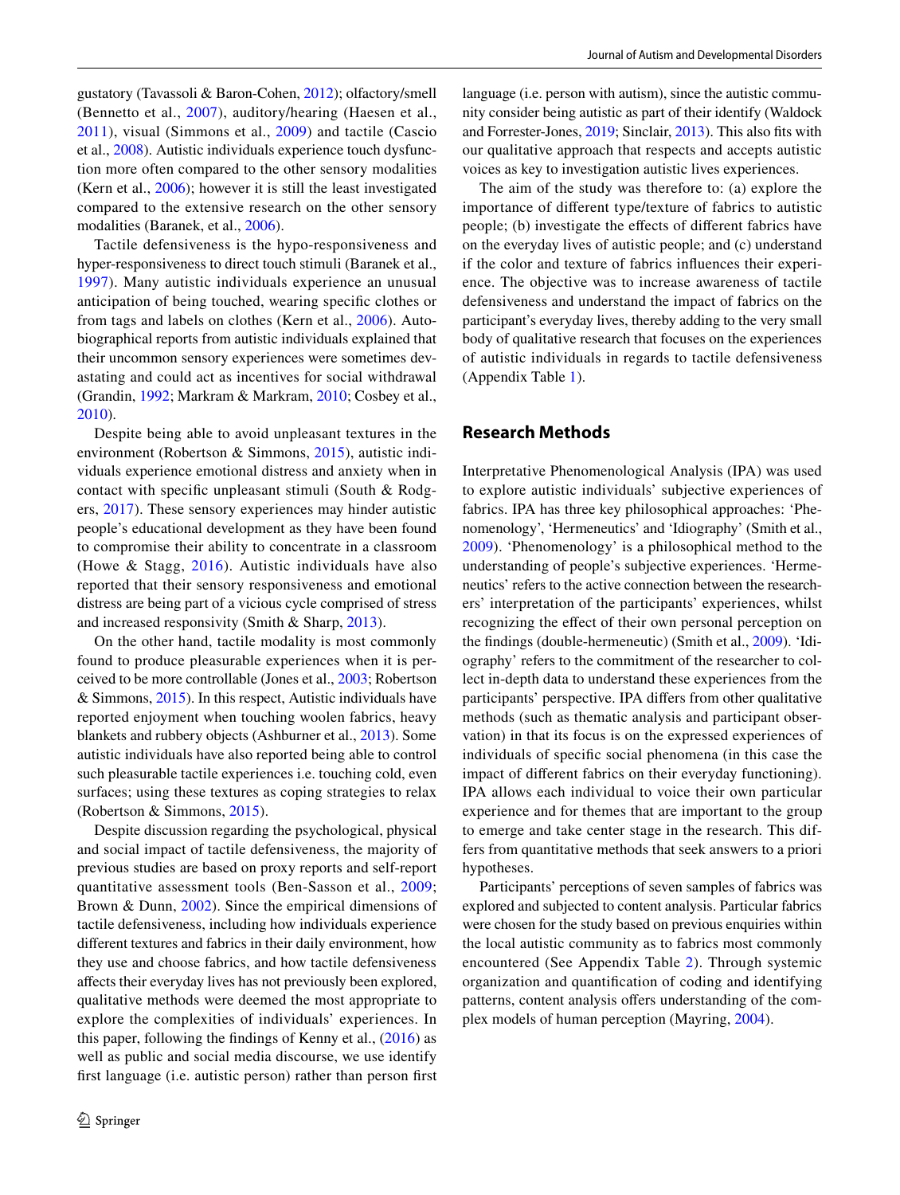gustatory (Tavassoli & Baron-Cohen, 2012); olfactory/smell (Bennetto et al., 2007), auditory/hearing (Haesen et al., 2011), visual (Simmons et al., 2009) and tactile (Cascio et al., 2008). Autistic individuals experience touch dysfunction more often compared to the other sensory modalities (Kern et al., 2006); however it is still the least investigated compared to the extensive research on the other sensory modalities (Baranek, et al., 2006).

Tactile defensiveness is the hypo-responsiveness and hyper-responsiveness to direct touch stimuli (Baranek et al., 1997). Many autistic individuals experience an unusual anticipation of being touched, wearing specific clothes or from tags and labels on clothes (Kern et al., 2006). Autobiographical reports from autistic individuals explained that their uncommon sensory experiences were sometimes devastating and could act as incentives for social withdrawal (Grandin, 1992; Markram & Markram, 2010; Cosbey et al., 2010).

Despite being able to avoid unpleasant textures in the environment (Robertson & Simmons, 2015), autistic individuals experience emotional distress and anxiety when in contact with specific unpleasant stimuli (South & Rodgers, 2017). These sensory experiences may hinder autistic people's educational development as they have been found to compromise their ability to concentrate in a classroom (Howe & Stagg, 2016). Autistic individuals have also reported that their sensory responsiveness and emotional distress are being part of a vicious cycle comprised of stress and increased responsivity (Smith & Sharp, 2013).

On the other hand, tactile modality is most commonly found to produce pleasurable experiences when it is perceived to be more controllable (Jones et al., 2003; Robertson & Simmons, 2015). In this respect, Autistic individuals have reported enjoyment when touching woolen fabrics, heavy blankets and rubbery objects (Ashburner et al., 2013). Some autistic individuals have also reported being able to control such pleasurable tactile experiences i.e. touching cold, even surfaces; using these textures as coping strategies to relax (Robertson & Simmons, 2015).

Despite discussion regarding the psychological, physical and social impact of tactile defensiveness, the majority of previous studies are based on proxy reports and self-report quantitative assessment tools (Ben-Sasson et al., 2009; Brown & Dunn, 2002). Since the empirical dimensions of tactile defensiveness, including how individuals experience different textures and fabrics in their daily environment, how they use and choose fabrics, and how tactile defensiveness affects their everyday lives has not previously been explored, qualitative methods were deemed the most appropriate to explore the complexities of individuals' experiences. In this paper, following the findings of Kenny et al., (2016) as well as public and social media discourse, we use identify first language (i.e. autistic person) rather than person first language (i.e. person with autism), since the autistic community consider being autistic as part of their identify (Waldock and Forrester-Jones, 2019; Sinclair, 2013). This also fits with our qualitative approach that respects and accepts autistic voices as key to investigation autistic lives experiences.

The aim of the study was therefore to: (a) explore the importance of different type/texture of fabrics to autistic people; (b) investigate the effects of different fabrics have on the everyday lives of autistic people; and (c) understand if the color and texture of fabrics influences their experience. The objective was to increase awareness of tactile defensiveness and understand the impact of fabrics on the participant's everyday lives, thereby adding to the very small body of qualitative research that focuses on the experiences of autistic individuals in regards to tactile defensiveness (Appendix Table 1).

## Research Methods

Interpretative Phenomenological Analysis (IPA) was used to explore autistic individuals' subjective experiences of fabrics. IPA has three key philosophical approaches: 'Phenomenology', 'Hermeneutics' and 'Idiography' (Smith et al., 2009). 'Phenomenology' is a philosophical method to the understanding of people's subjective experiences. 'Hermeneutics' refers to the active connection between the researchers' interpretation of the participants' experiences, whilst recognizing the effect of their own personal perception on the findings (double-hermeneutic) (Smith et al., 2009). 'Idiography' refers to the commitment of the researcher to collect in-depth data to understand these experiences from the participants' perspective. IPA differs from other qualitative methods (such as thematic analysis and participant observation) in that its focus is on the expressed experiences of individuals of specific social phenomena (in this case the impact of different fabrics on their everyday functioning). IPA allows each individual to voice their own particular experience and for themes that are important to the group to emerge and take center stage in the research. This differs from quantitative methods that seek answers to a priori hypotheses.

Participants' perceptions of seven samples of fabrics was explored and subjected to content analysis. Particular fabrics were chosen for the study based on previous enquiries within the local autistic community as to fabrics most commonly encountered (See Appendix Table 2). Through systemic organization and quantification of coding and identifying patterns, content analysis offers understanding of the complex models of human perception (Mayring, 2004).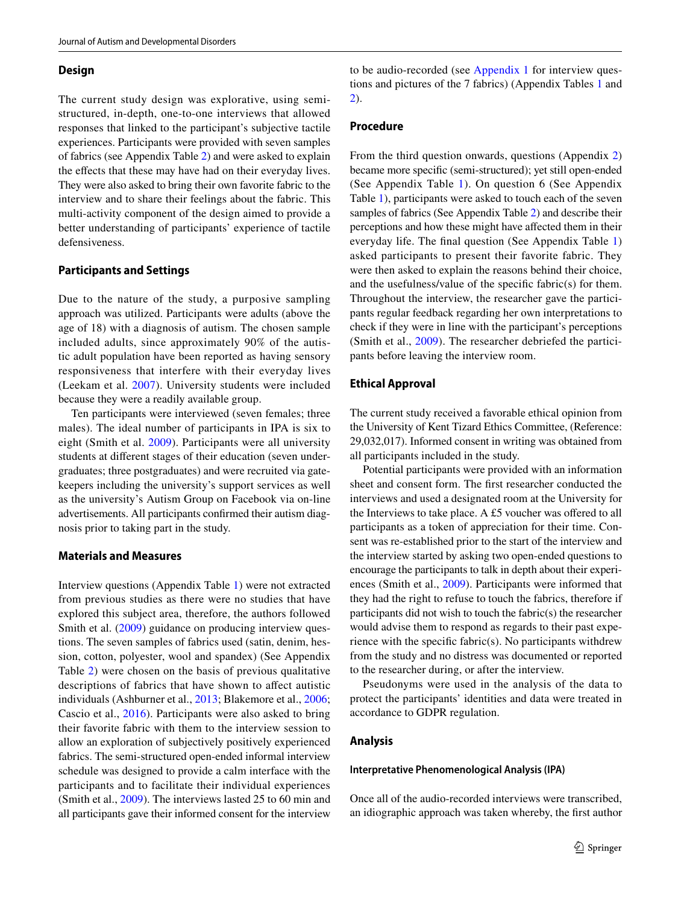## Design

The current study design was explorative, using semi-structured, in-depth, one-to-one interviews that allowed responses that linked to the participant's subjective tactile experiences. Participants were provided with seven samples of fabrics (see Appendix Table 2) and were asked to explain the effects that these may have had on their everyday lives. They were also asked to bring their own favorite fabric to the interview and to share their feelings about the fabric. This multi-activity component of the design aimed to provide a better understanding of participants' experience of tactile defensiveness.

## Participants and Settings

Due to the nature of the study, a purposive sampling approach was utilized. Participants were adults (above the age of 18) with a diagnosis of autism. The chosen sample included adults, since approximately 90% of the autistic adult population have been reported as having sensory responsiveness that interfere with their everyday lives (Leekam et al. 2007). University students were included because they were a readily available group.

Ten participants were interviewed (seven females; three males). The ideal number of participants in IPA is six to eight (Smith et al. 2009). Participants were all university students at different stages of their education (seven undergraduates; three postgraduates) and were recruited via gatekeepers including the university's support services as well as the university's Autism Group on Facebook via on-line advertisements. All participants confirmed their autism diagnosis prior to taking part in the study.

## Materials and Measures

Interview questions (Appendix Table 1) were not extracted from previous studies as there were no studies that have explored this subject area, therefore, the authors followed Smith et al. (2009) guidance on producing interview questions. The seven samples of fabrics used (satin, denim, hessian, cotton, polyester, wool and spandex) (See Appendix Table 2) were chosen on the basis of previous qualitative descriptions of fabrics that have shown to affect autistic individuals (Ashburner et al., 2013; Blakemore et al., 2006; Cascio et al., 2016). Participants were also asked to bring their favorite fabric with them to the interview session to allow an exploration of subjectively positively experienced fabrics. The semi-structured open-ended informal interview schedule was designed to provide a calm interface with the participants and to facilitate their individual experiences (Smith et al., 2009). The interviews lasted 25 to 60 min and all participants gave their informed consent for the interview to be audio-recorded (see Appendix 1 for interview questions and pictures of the 7 fabrics) (Appendix Tables 1 and 2).

## Procedure

From the third question onwards, questions (Appendix 2) became more specific (semi-structured); yet still open-ended (See Appendix Table 1). On question 6 (See Appendix Table 1), participants were asked to touch each of the seven samples of fabrics (See Appendix Table 2) and describe their perceptions and how these might have affected them in their everyday life. The final question (See Appendix Table 1) asked participants to present their favorite fabric. They were then asked to explain the reasons behind their choice, and the usefulness/value of the specific fabric(s) for them. Throughout the interview, the researcher gave the participants regular feedback regarding her own interpretations to check if they were in line with the participant's perceptions (Smith et al., 2009). The researcher debriefed the participants before leaving the interview room.

## Ethical Approval

The current study received a favorable ethical opinion from the University of Kent Tizard Ethics Committee, (Reference: 29,032,017). Informed consent in writing was obtained from all participants included in the study.

Potential participants were provided with an information sheet and consent form. The first researcher conducted the interviews and used a designated room at the University for the Interviews to take place. A £5 voucher was offered to all participants as a token of appreciation for their time. Consent was re-established prior to the start of the interview and the interview started by asking two open-ended questions to encourage the participants to talk in depth about their experiences (Smith et al., 2009). Participants were informed that they had the right to refuse to touch the fabrics, therefore if participants did not wish to touch the fabric(s) the researcher would advise them to respond as regards to their past experience with the specific fabric(s). No participants withdrew from the study and no distress was documented or reported to the researcher during, or after the interview.

Pseudonyms were used in the analysis of the data to protect the participants' identities and data were treated in accordance to GDPR regulation.

## Analysis

### Interpretative Phenomenological Analysis (IPA)

Once all of the audio-recorded interviews were transcribed, an idiographic approach was taken whereby, the first author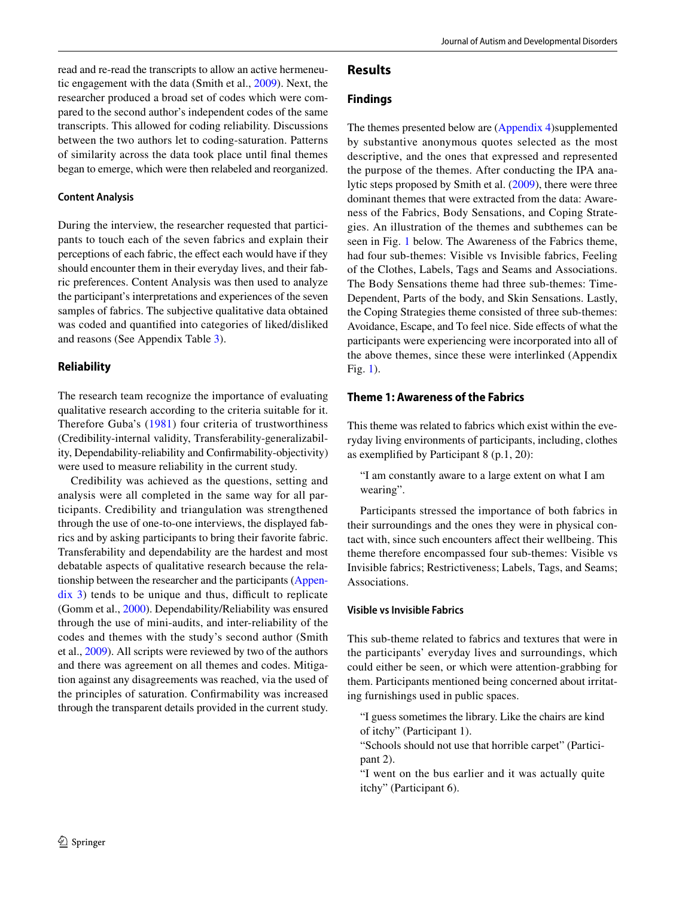read and re-read the transcripts to allow an active hermeneutic engagement with the data (Smith et al., 2009). Next, the researcher produced a broad set of codes which were compared to the second author's independent codes of the same transcripts. This allowed for coding reliability. Discussions between the two authors let to coding-saturation. Patterns of similarity across the data took place until final themes began to emerge, which were then relabeled and reorganized.

#### Content Analysis

During the interview, the researcher requested that participants to touch each of the seven fabrics and explain their perceptions of each fabric, the effect each would have if they should encounter them in their everyday lives, and their fabric preferences. Content Analysis was then used to analyze the participant's interpretations and experiences of the seven samples of fabrics. The subjective qualitative data obtained was coded and quantified into categories of liked/disliked and reasons (See Appendix Table 3).

### Reliability

The research team recognize the importance of evaluating qualitative research according to the criteria suitable for it. Therefore Guba's (1981) four criteria of trustworthiness (Credibility-internal validity, Transferability-generalizability, Dependability-reliability and Confirmability-objectivity) were used to measure reliability in the current study.

Credibility was achieved as the questions, setting and analysis were all completed in the same way for all participants. Credibility and triangulation was strengthened through the use of one-to-one interviews, the displayed fabrics and by asking participants to bring their favorite fabric. Transferability and dependability are the hardest and most debatable aspects of qualitative research because the relationship between the researcher and the participants (Appendix 3) tends to be unique and thus, difficult to replicate (Gomm et al., 2000). Dependability/Reliability was ensured through the use of mini-audits, and inter-reliability of the codes and themes with the study's second author (Smith et al., 2009). All scripts were reviewed by two of the authors and there was agreement on all themes and codes. Mitigation against any disagreements was reached, via the used of the principles of saturation. Confirmability was increased through the transparent details provided in the current study.

## Results

### Findings

The themes presented below are (Appendix 4)supplemented by substantive anonymous quotes selected as the most descriptive, and the ones that expressed and represented the purpose of the themes. After conducting the IPA analytic steps proposed by Smith et al. (2009), there were three dominant themes that were extracted from the data: Awareness of the Fabrics, Body Sensations, and Coping Strategies. An illustration of the themes and subthemes can be seen in Fig. 1 below. The Awareness of the Fabrics theme, had four sub-themes: Visible vs Invisible fabrics, Feeling of the Clothes, Labels, Tags and Seams and Associations. The Body Sensations theme had three sub-themes: Time-Dependent, Parts of the body, and Skin Sensations. Lastly, the Coping Strategies theme consisted of three sub-themes: Avoidance, Escape, and To feel nice. Side effects of what the participants were experiencing were incorporated into all of the above themes, since these were interlinked (Appendix Fig. 1).

### Theme 1: Awareness of the Fabrics

This theme was related to fabrics which exist within the everyday living environments of participants, including, clothes as exemplified by Participant 8 (p.1, 20):

> "I am constantly aware to a large extent on what I am wearing".

Participants stressed the importance of both fabrics in their surroundings and the ones they were in physical contact with, since such encounters affect their wellbeing. This theme therefore encompassed four sub-themes: Visible vs Invisible fabrics; Restrictiveness; Labels, Tags, and Seams; Associations.

#### Visible vs Invisible Fabrics

This sub-theme related to fabrics and textures that were in the participants' everyday lives and surroundings, which could either be seen, or which were attention-grabbing for them. Participants mentioned being concerned about irritating furnishings used in public spaces.

> "I guess sometimes the library. Like the chairs are kind of itchy" (Participant 1).
> "Schools should not use that horrible carpet" (Participant 2).
> "I went on the bus earlier and it was actually quite itchy" (Participant 6).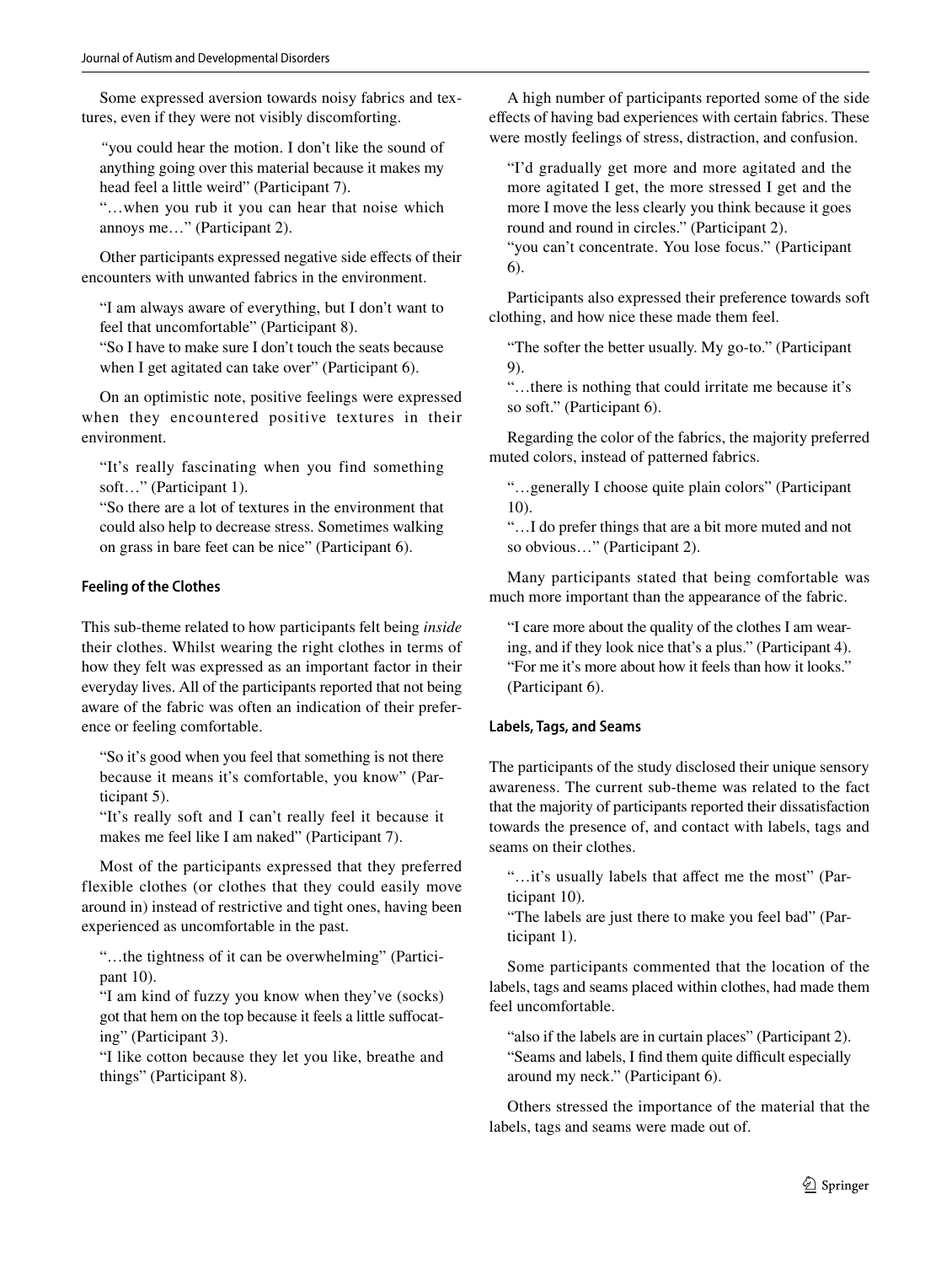Some expressed aversion towards noisy fabrics and textures, even if they were not visibly discomforting.

> *"*you could hear the motion. I don't like the sound of anything going over this material because it makes my head feel a little weird" (Participant 7).
>
> "…when you rub it you can hear that noise which annoys me…" (Participant 2).

Other participants expressed negative side effects of their encounters with unwanted fabrics in the environment.

> "I am always aware of everything, but I don't want to feel that uncomfortable" (Participant 8).
>
> "So I have to make sure I don't touch the seats because when I get agitated can take over" (Participant 6).

On an optimistic note, positive feelings were expressed when they encountered positive textures in their environment.

> "It's really fascinating when you find something soft…" (Participant 1).
>
> "So there are a lot of textures in the environment that could also help to decrease stress. Sometimes walking on grass in bare feet can be nice" (Participant 6).

#### Feeling of the Clothes

This sub-theme related to how participants felt being *inside* their clothes. Whilst wearing the right clothes in terms of how they felt was expressed as an important factor in their everyday lives. All of the participants reported that not being aware of the fabric was often an indication of their preference or feeling comfortable.

> "So it's good when you feel that something is not there because it means it's comfortable, you know" (Participant 5).
>
> "It's really soft and I can't really feel it because it makes me feel like I am naked" (Participant 7).

Most of the participants expressed that they preferred flexible clothes (or clothes that they could easily move around in) instead of restrictive and tight ones, having been experienced as uncomfortable in the past.

> "…the tightness of it can be overwhelming" (Participant 10).
>
> "I am kind of fuzzy you know when they've (socks) got that hem on the top because it feels a little suffocating" (Participant 3).
>
> "I like cotton because they let you like, breathe and things" (Participant 8).

A high number of participants reported some of the side effects of having bad experiences with certain fabrics. These were mostly feelings of stress, distraction, and confusion.

> "I'd gradually get more and more agitated and the more agitated I get, the more stressed I get and the more I move the less clearly you think because it goes round and round in circles." (Participant 2).
>
> "you can't concentrate. You lose focus." (Participant 6).

Participants also expressed their preference towards soft clothing, and how nice these made them feel.

> "The softer the better usually. My go-to." (Participant 9).
>
> "…there is nothing that could irritate me because it's so soft." (Participant 6).

Regarding the color of the fabrics, the majority preferred muted colors, instead of patterned fabrics.

> "…generally I choose quite plain colors" (Participant 10).
>
> "…I do prefer things that are a bit more muted and not so obvious…" (Participant 2).

Many participants stated that being comfortable was much more important than the appearance of the fabric.

> "I care more about the quality of the clothes I am wearing, and if they look nice that's a plus." (Participant 4).
>
> "For me it's more about how it feels than how it looks." (Participant 6).

#### Labels, Tags, and Seams

The participants of the study disclosed their unique sensory awareness. The current sub-theme was related to the fact that the majority of participants reported their dissatisfaction towards the presence of, and contact with labels, tags and seams on their clothes.

> "…it's usually labels that affect me the most" (Participant 10).
>
> "The labels are just there to make you feel bad" (Participant 1).

Some participants commented that the location of the labels, tags and seams placed within clothes, had made them feel uncomfortable.

> "also if the labels are in curtain places" (Participant 2).
>
> "Seams and labels, I find them quite difficult especially around my neck." (Participant 6).

Others stressed the importance of the material that the labels, tags and seams were made out of.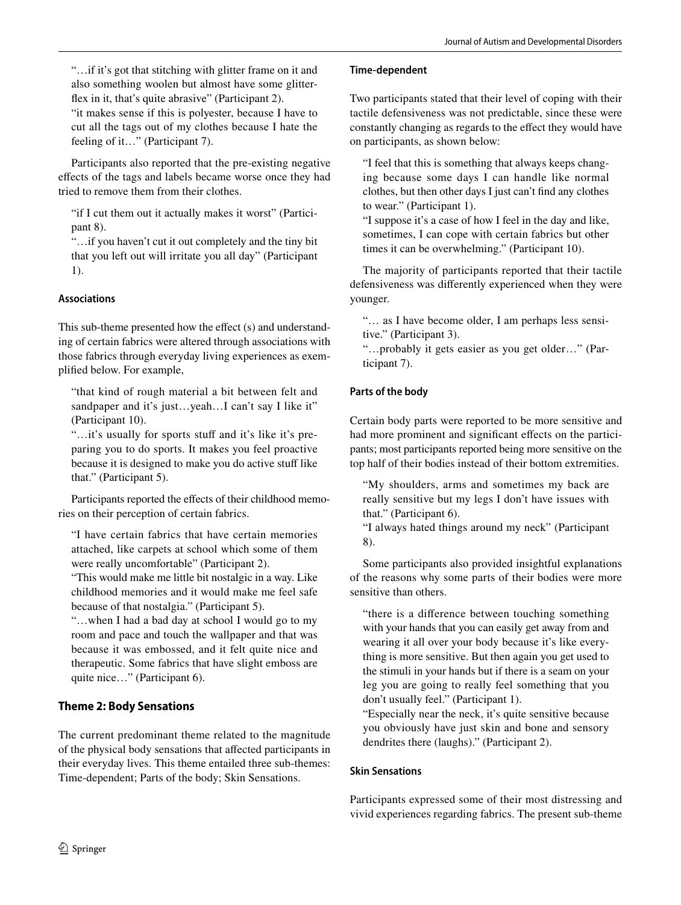"…if it's got that stitching with glitter frame on it and also something woolen but almost have some glitter-flex in it, that's quite abrasive" (Participant 2).
"it makes sense if this is polyester, because I have to cut all the tags out of my clothes because I hate the feeling of it…" (Participant 7).

Participants also reported that the pre-existing negative effects of the tags and labels became worse once they had tried to remove them from their clothes.

"if I cut them out it actually makes it worst" (Participant 8).
"…if you haven't cut it out completely and the tiny bit that you left out will irritate you all day" (Participant 1).

#### Associations

This sub-theme presented how the effect (s) and understanding of certain fabrics were altered through associations with those fabrics through everyday living experiences as exemplified below. For example,

"that kind of rough material a bit between felt and sandpaper and it's just…yeah…I can't say I like it" (Participant 10).
"…it's usually for sports stuff and it's like it's preparing you to do sports. It makes you feel proactive because it is designed to make you do active stuff like that." (Participant 5).

Participants reported the effects of their childhood memories on their perception of certain fabrics.

"I have certain fabrics that have certain memories attached, like carpets at school which some of them were really uncomfortable" (Participant 2).
"This would make me little bit nostalgic in a way. Like childhood memories and it would make me feel safe because of that nostalgia." (Participant 5).
"…when I had a bad day at school I would go to my room and pace and touch the wallpaper and that was because it was embossed, and it felt quite nice and therapeutic. Some fabrics that have slight emboss are quite nice…" (Participant 6).

### Theme 2: Body Sensations

The current predominant theme related to the magnitude of the physical body sensations that affected participants in their everyday lives. This theme entailed three sub-themes: Time-dependent; Parts of the body; Skin Sensations.

#### Time-dependent

Two participants stated that their level of coping with their tactile defensiveness was not predictable, since these were constantly changing as regards to the effect they would have on participants, as shown below:

"I feel that this is something that always keeps changing because some days I can handle like normal clothes, but then other days I just can't find any clothes to wear." (Participant 1).
"I suppose it's a case of how I feel in the day and like, sometimes, I can cope with certain fabrics but other times it can be overwhelming." (Participant 10).

The majority of participants reported that their tactile defensiveness was differently experienced when they were younger.

"… as I have become older, I am perhaps less sensitive." (Participant 3).
"…probably it gets easier as you get older…" (Participant 7).

#### Parts of the body

Certain body parts were reported to be more sensitive and had more prominent and significant effects on the participants; most participants reported being more sensitive on the top half of their bodies instead of their bottom extremities.

"My shoulders, arms and sometimes my back are really sensitive but my legs I don't have issues with that." (Participant 6).
"I always hated things around my neck" (Participant 8).

Some participants also provided insightful explanations of the reasons why some parts of their bodies were more sensitive than others.

"there is a difference between touching something with your hands that you can easily get away from and wearing it all over your body because it's like everything is more sensitive. But then again you get used to the stimuli in your hands but if there is a seam on your leg you are going to really feel something that you don't usually feel." (Participant 1).
"Especially near the neck, it's quite sensitive because you obviously have just skin and bone and sensory dendrites there (laughs)." (Participant 2).

#### Skin Sensations

Participants expressed some of their most distressing and vivid experiences regarding fabrics. The present sub-theme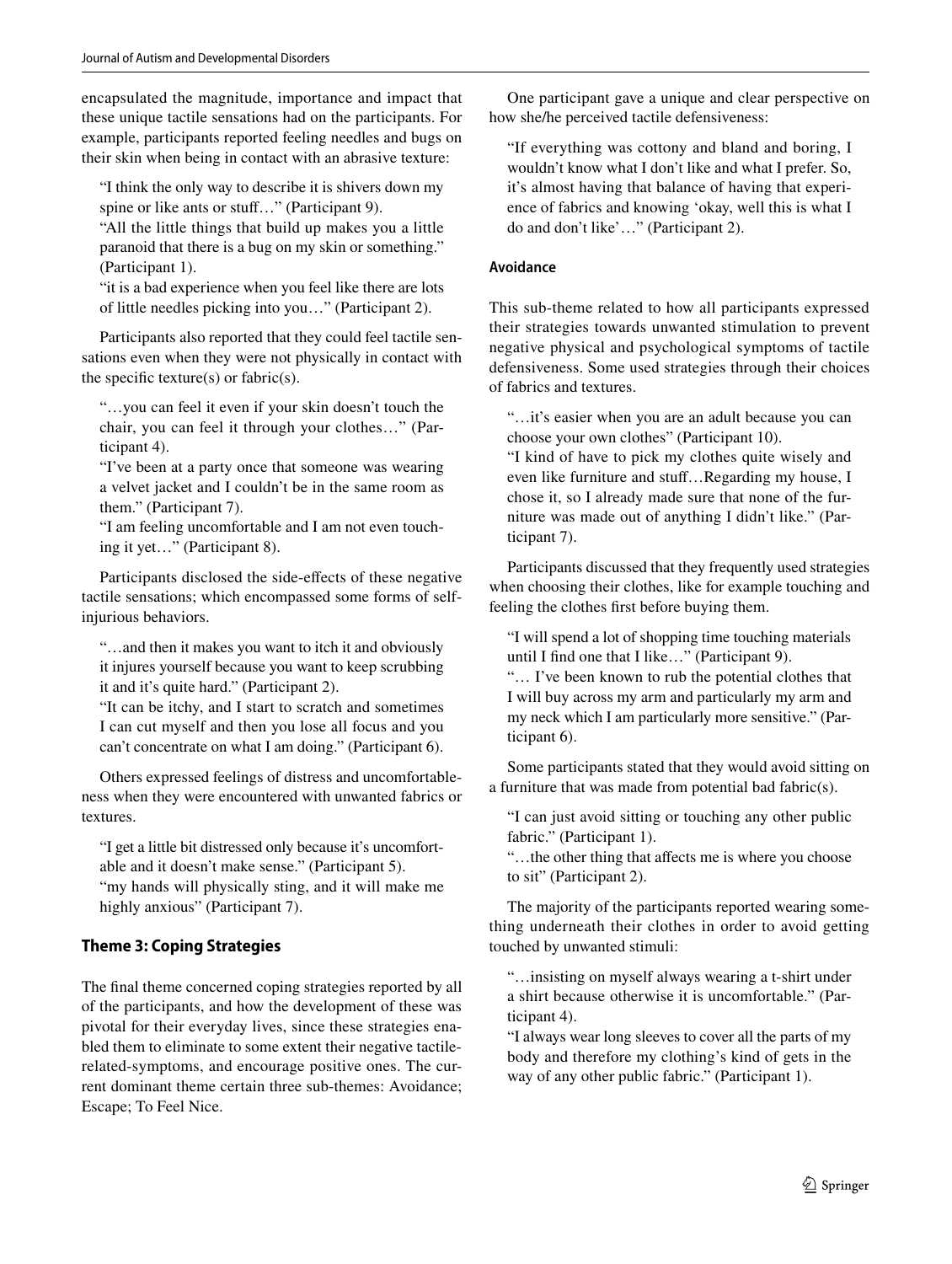encapsulated the magnitude, importance and impact that these unique tactile sensations had on the participants. For example, participants reported feeling needles and bugs on their skin when being in contact with an abrasive texture:

> "I think the only way to describe it is shivers down my spine or like ants or stuff…" (Participant 9).
>
> "All the little things that build up makes you a little paranoid that there is a bug on my skin or something." (Participant 1).
>
> "it is a bad experience when you feel like there are lots of little needles picking into you…" (Participant 2).

Participants also reported that they could feel tactile sensations even when they were not physically in contact with the specific texture(s) or fabric(s).

> "…you can feel it even if your skin doesn't touch the chair, you can feel it through your clothes…" (Participant 4).
>
> "I've been at a party once that someone was wearing a velvet jacket and I couldn't be in the same room as them." (Participant 7).
>
> "I am feeling uncomfortable and I am not even touching it yet…" (Participant 8).

Participants disclosed the side-effects of these negative tactile sensations; which encompassed some forms of self-injurious behaviors.

> "…and then it makes you want to itch it and obviously it injures yourself because you want to keep scrubbing it and it's quite hard." (Participant 2).
>
> "It can be itchy, and I start to scratch and sometimes I can cut myself and then you lose all focus and you can't concentrate on what I am doing." (Participant 6).

Others expressed feelings of distress and uncomfortableness when they were encountered with unwanted fabrics or textures.

> "I get a little bit distressed only because it's uncomfortable and it doesn't make sense." (Participant 5).
>
> "my hands will physically sting, and it will make me highly anxious" (Participant 7).

### Theme 3: Coping Strategies

The final theme concerned coping strategies reported by all of the participants, and how the development of these was pivotal for their everyday lives, since these strategies enabled them to eliminate to some extent their negative tactile-related-symptoms, and encourage positive ones. The current dominant theme certain three sub-themes: Avoidance; Escape; To Feel Nice.

One participant gave a unique and clear perspective on how she/he perceived tactile defensiveness:

> "If everything was cottony and bland and boring, I wouldn't know what I don't like and what I prefer. So, it's almost having that balance of having that experience of fabrics and knowing 'okay, well this is what I do and don't like'…" (Participant 2).

#### Avoidance

This sub-theme related to how all participants expressed their strategies towards unwanted stimulation to prevent negative physical and psychological symptoms of tactile defensiveness. Some used strategies through their choices of fabrics and textures.

> "…it's easier when you are an adult because you can choose your own clothes" (Participant 10).
>
> "I kind of have to pick my clothes quite wisely and even like furniture and stuff…Regarding my house, I chose it, so I already made sure that none of the furniture was made out of anything I didn't like." (Participant 7).

Participants discussed that they frequently used strategies when choosing their clothes, like for example touching and feeling the clothes first before buying them.

> "I will spend a lot of shopping time touching materials until I find one that I like…" (Participant 9).
>
> "… I've been known to rub the potential clothes that I will buy across my arm and particularly my arm and my neck which I am particularly more sensitive." (Participant 6).

Some participants stated that they would avoid sitting on a furniture that was made from potential bad fabric(s).

> "I can just avoid sitting or touching any other public fabric." (Participant 1).
>
> "…the other thing that affects me is where you choose to sit" (Participant 2).

The majority of the participants reported wearing something underneath their clothes in order to avoid getting touched by unwanted stimuli:

> "…insisting on myself always wearing a t-shirt under a shirt because otherwise it is uncomfortable." (Participant 4).
>
> "I always wear long sleeves to cover all the parts of my body and therefore my clothing's kind of gets in the way of any other public fabric." (Participant 1).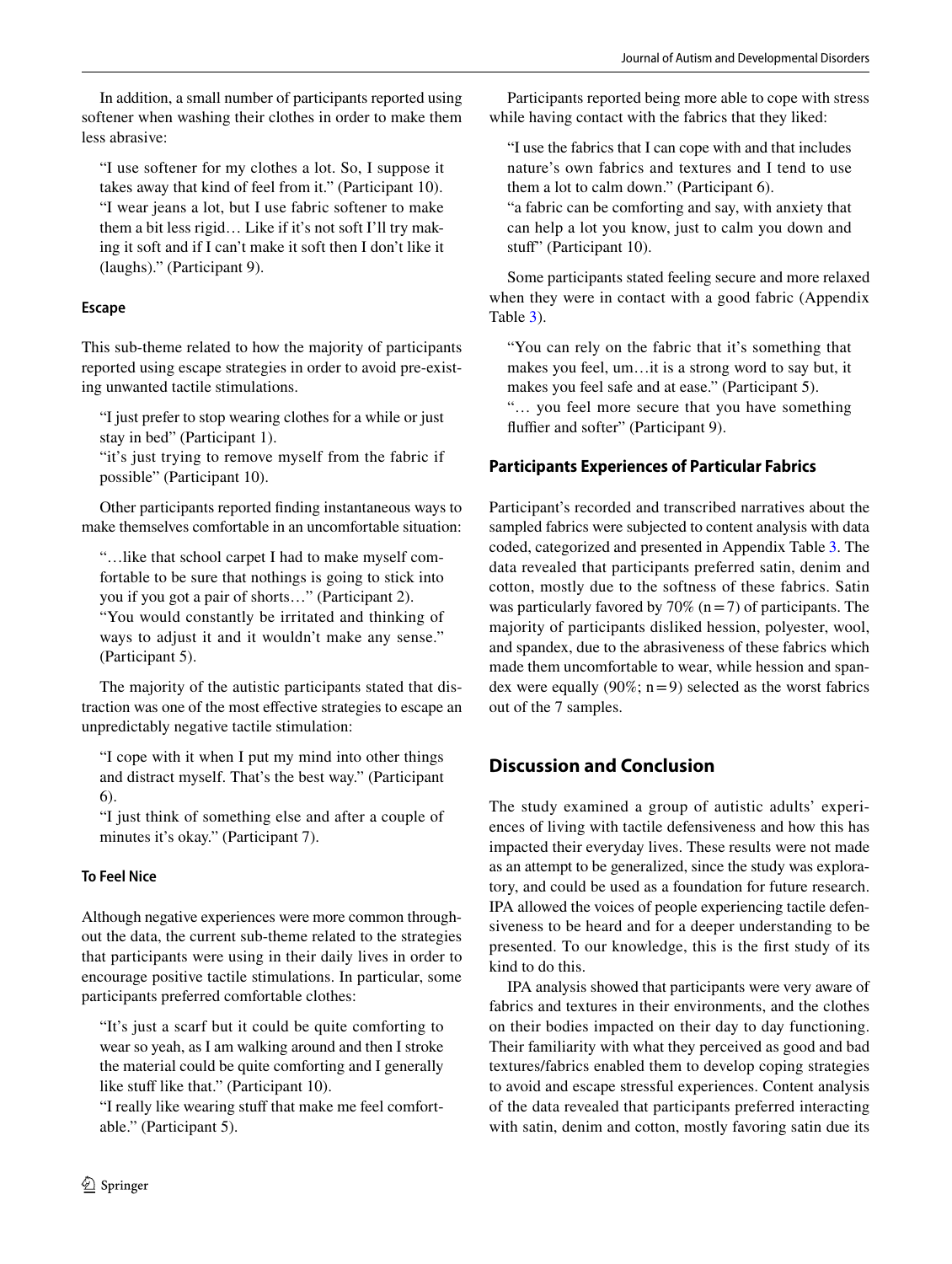In addition, a small number of participants reported using softener when washing their clothes in order to make them less abrasive:

> "I use softener for my clothes a lot. So, I suppose it takes away that kind of feel from it." (Participant 10).
> "I wear jeans a lot, but I use fabric softener to make them a bit less rigid… Like if it's not soft I'll try making it soft and if I can't make it soft then I don't like it (laughs)." (Participant 9).

#### Escape

This sub-theme related to how the majority of participants reported using escape strategies in order to avoid pre-existing unwanted tactile stimulations.

> "I just prefer to stop wearing clothes for a while or just stay in bed" (Participant 1).
> "it's just trying to remove myself from the fabric if possible" (Participant 10).

Other participants reported finding instantaneous ways to make themselves comfortable in an uncomfortable situation:

> "…like that school carpet I had to make myself comfortable to be sure that nothings is going to stick into you if you got a pair of shorts…" (Participant 2).
> "You would constantly be irritated and thinking of ways to adjust it and it wouldn't make any sense." (Participant 5).

The majority of the autistic participants stated that distraction was one of the most effective strategies to escape an unpredictably negative tactile stimulation:

> "I cope with it when I put my mind into other things and distract myself. That's the best way." (Participant 6).
> "I just think of something else and after a couple of minutes it's okay." (Participant 7).

#### To Feel Nice

Although negative experiences were more common throughout the data, the current sub-theme related to the strategies that participants were using in their daily lives in order to encourage positive tactile stimulations. In particular, some participants preferred comfortable clothes:

> "It's just a scarf but it could be quite comforting to wear so yeah, as I am walking around and then I stroke the material could be quite comforting and I generally like stuff like that." (Participant 10).
> "I really like wearing stuff that make me feel comfortable." (Participant 5).

Participants reported being more able to cope with stress while having contact with the fabrics that they liked:

> "I use the fabrics that I can cope with and that includes nature's own fabrics and textures and I tend to use them a lot to calm down." (Participant 6).
> "a fabric can be comforting and say, with anxiety that can help a lot you know, just to calm you down and stuff" (Participant 10).

Some participants stated feeling secure and more relaxed when they were in contact with a good fabric (Appendix Table 3).

> "You can rely on the fabric that it's something that makes you feel, um…it is a strong word to say but, it makes you feel safe and at ease." (Participant 5).
> "… you feel more secure that you have something fluffier and softer" (Participant 9).

### Participants Experiences of Particular Fabrics

Participant's recorded and transcribed narratives about the sampled fabrics were subjected to content analysis with data coded, categorized and presented in Appendix Table 3. The data revealed that participants preferred satin, denim and cotton, mostly due to the softness of these fabrics. Satin was particularly favored by 70% ($n = 7$) of participants. The majority of participants disliked hession, polyester, wool, and spandex, due to the abrasiveness of these fabrics which made them uncomfortable to wear, while hession and spandex were equally (90%; $n = 9$) selected as the worst fabrics out of the 7 samples.

## Discussion and Conclusion

The study examined a group of autistic adults' experiences of living with tactile defensiveness and how this has impacted their everyday lives. These results were not made as an attempt to be generalized, since the study was exploratory, and could be used as a foundation for future research. IPA allowed the voices of people experiencing tactile defensiveness to be heard and for a deeper understanding to be presented. To our knowledge, this is the first study of its kind to do this.

IPA analysis showed that participants were very aware of fabrics and textures in their environments, and the clothes on their bodies impacted on their day to day functioning. Their familiarity with what they perceived as good and bad textures/fabrics enabled them to develop coping strategies to avoid and escape stressful experiences. Content analysis of the data revealed that participants preferred interacting with satin, denim and cotton, mostly favoring satin due its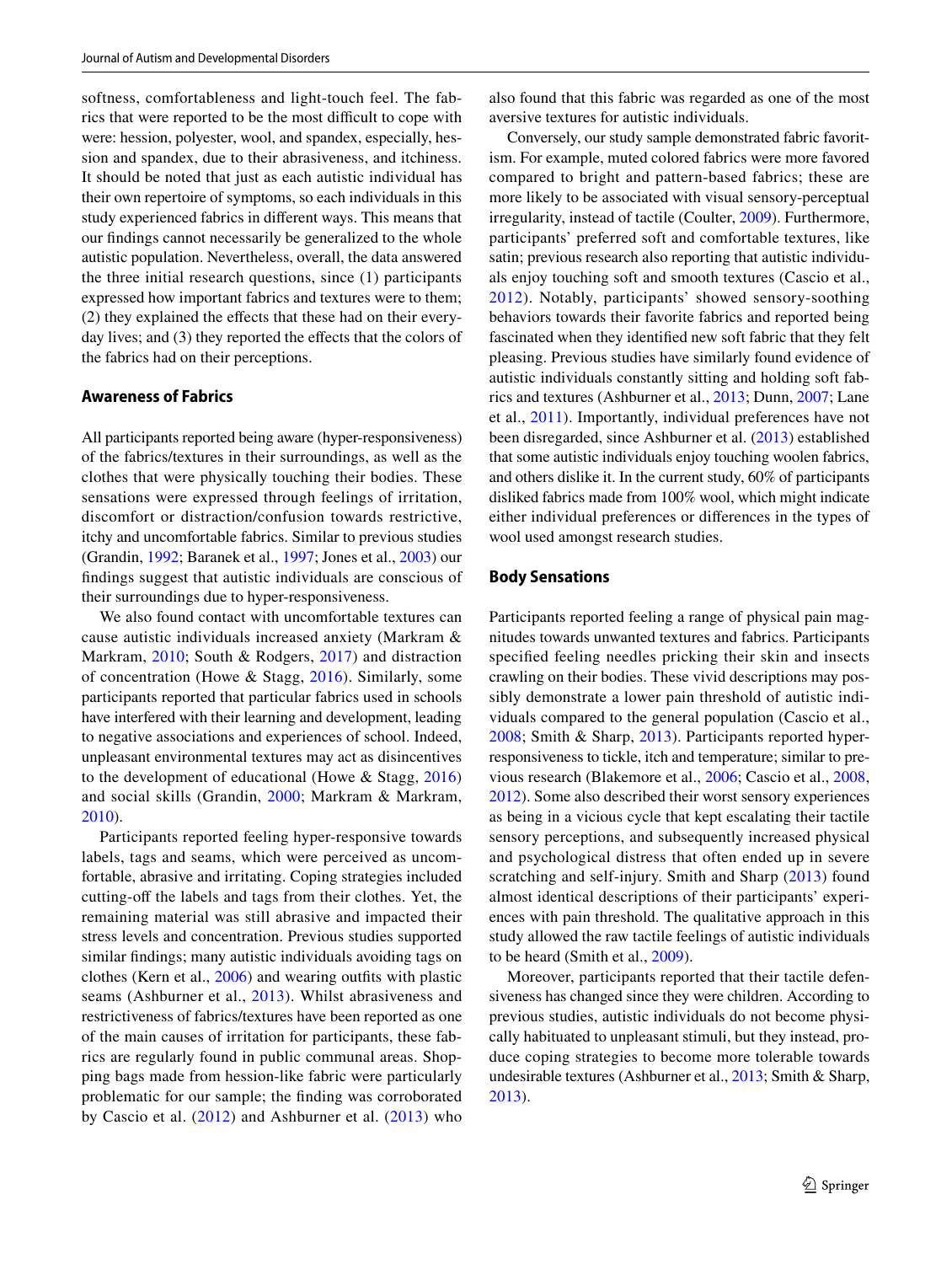softness, comfortableness and light-touch feel. The fabrics that were reported to be the most difficult to cope with were: hession, polyester, wool, and spandex, especially, hession and spandex, due to their abrasiveness, and itchiness. It should be noted that just as each autistic individual has their own repertoire of symptoms, so each individuals in this study experienced fabrics in different ways. This means that our findings cannot necessarily be generalized to the whole autistic population. Nevertheless, overall, the data answered the three initial research questions, since (1) participants expressed how important fabrics and textures were to them; (2) they explained the effects that these had on their everyday lives; and (3) they reported the effects that the colors of the fabrics had on their perceptions.

### Awareness of Fabrics

All participants reported being aware (hyper-responsiveness) of the fabrics/textures in their surroundings, as well as the clothes that were physically touching their bodies. These sensations were expressed through feelings of irritation, discomfort or distraction/confusion towards restrictive, itchy and uncomfortable fabrics. Similar to previous studies (Grandin, 1992; Baranek et al., 1997; Jones et al., 2003) our findings suggest that autistic individuals are conscious of their surroundings due to hyper-responsiveness.

We also found contact with uncomfortable textures can cause autistic individuals increased anxiety (Markram & Markram, 2010; South & Rodgers, 2017) and distraction of concentration (Howe & Stagg, 2016). Similarly, some participants reported that particular fabrics used in schools have interfered with their learning and development, leading to negative associations and experiences of school. Indeed, unpleasant environmental textures may act as disincentives to the development of educational (Howe & Stagg, 2016) and social skills (Grandin, 2000; Markram & Markram, 2010).

Participants reported feeling hyper-responsive towards labels, tags and seams, which were perceived as uncomfortable, abrasive and irritating. Coping strategies included cutting-off the labels and tags from their clothes. Yet, the remaining material was still abrasive and impacted their stress levels and concentration. Previous studies supported similar findings; many autistic individuals avoiding tags on clothes (Kern et al., 2006) and wearing outfits with plastic seams (Ashburner et al., 2013). Whilst abrasiveness and restrictiveness of fabrics/textures have been reported as one of the main causes of irritation for participants, these fabrics are regularly found in public communal areas. Shopping bags made from hession-like fabric were particularly problematic for our sample; the finding was corroborated by Cascio et al. (2012) and Ashburner et al. (2013) who also found that this fabric was regarded as one of the most aversive textures for autistic individuals.

Conversely, our study sample demonstrated fabric favoritism. For example, muted colored fabrics were more favored compared to bright and pattern-based fabrics; these are more likely to be associated with visual sensory-perceptual irregularity, instead of tactile (Coulter, 2009). Furthermore, participants' preferred soft and comfortable textures, like satin; previous research also reporting that autistic individuals enjoy touching soft and smooth textures (Cascio et al., 2012). Notably, participants' showed sensory-soothing behaviors towards their favorite fabrics and reported being fascinated when they identified new soft fabric that they felt pleasing. Previous studies have similarly found evidence of autistic individuals constantly sitting and holding soft fabrics and textures (Ashburner et al., 2013; Dunn, 2007; Lane et al., 2011). Importantly, individual preferences have not been disregarded, since Ashburner et al. (2013) established that some autistic individuals enjoy touching woolen fabrics, and others dislike it. In the current study, 60% of participants disliked fabrics made from 100% wool, which might indicate either individual preferences or differences in the types of wool used amongst research studies.

### Body Sensations

Participants reported feeling a range of physical pain magnitudes towards unwanted textures and fabrics. Participants specified feeling needles pricking their skin and insects crawling on their bodies. These vivid descriptions may possibly demonstrate a lower pain threshold of autistic individuals compared to the general population (Cascio et al., 2008; Smith & Sharp, 2013). Participants reported hyper-responsiveness to tickle, itch and temperature; similar to previous research (Blakemore et al., 2006; Cascio et al., 2008, 2012). Some also described their worst sensory experiences as being in a vicious cycle that kept escalating their tactile sensory perceptions, and subsequently increased physical and psychological distress that often ended up in severe scratching and self-injury. Smith and Sharp (2013) found almost identical descriptions of their participants' experiences with pain threshold. The qualitative approach in this study allowed the raw tactile feelings of autistic individuals to be heard (Smith et al., 2009).

Moreover, participants reported that their tactile defensiveness has changed since they were children. According to previous studies, autistic individuals do not become physically habituated to unpleasant stimuli, but they instead, produce coping strategies to become more tolerable towards undesirable textures (Ashburner et al., 2013; Smith & Sharp, 2013).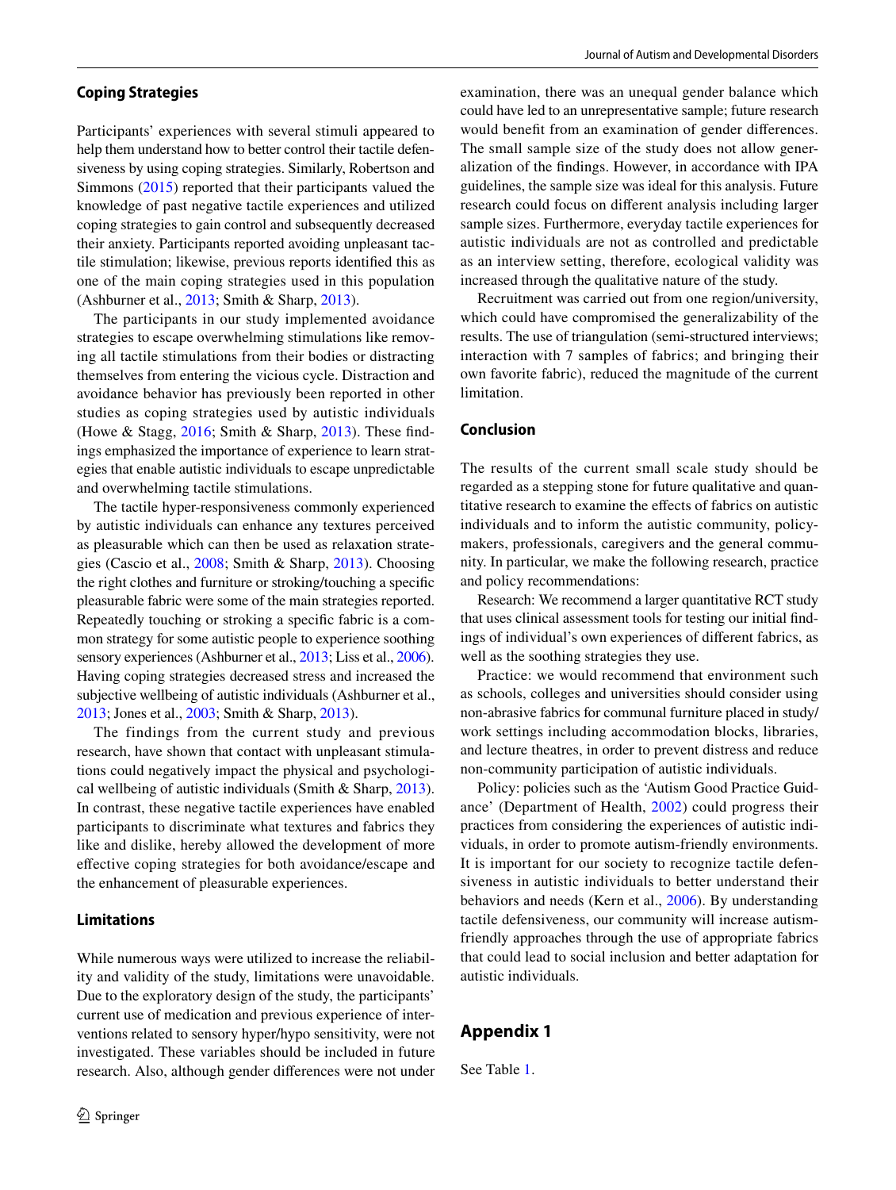### Coping Strategies

Participants' experiences with several stimuli appeared to help them understand how to better control their tactile defensiveness by using coping strategies. Similarly, Robertson and Simmons (2015) reported that their participants valued the knowledge of past negative tactile experiences and utilized coping strategies to gain control and subsequently decreased their anxiety. Participants reported avoiding unpleasant tactile stimulation; likewise, previous reports identified this as one of the main coping strategies used in this population (Ashburner et al., 2013; Smith & Sharp, 2013).

The participants in our study implemented avoidance strategies to escape overwhelming stimulations like removing all tactile stimulations from their bodies or distracting themselves from entering the vicious cycle. Distraction and avoidance behavior has previously been reported in other studies as coping strategies used by autistic individuals (Howe & Stagg, 2016; Smith & Sharp, 2013). These findings emphasized the importance of experience to learn strategies that enable autistic individuals to escape unpredictable and overwhelming tactile stimulations.

The tactile hyper-responsiveness commonly experienced by autistic individuals can enhance any textures perceived as pleasurable which can then be used as relaxation strategies (Cascio et al., 2008; Smith & Sharp, 2013). Choosing the right clothes and furniture or stroking/touching a specific pleasurable fabric were some of the main strategies reported. Repeatedly touching or stroking a specific fabric is a common strategy for some autistic people to experience soothing sensory experiences (Ashburner et al., 2013; Liss et al., 2006). Having coping strategies decreased stress and increased the subjective wellbeing of autistic individuals (Ashburner et al., 2013; Jones et al., 2003; Smith & Sharp, 2013).

The findings from the current study and previous research, have shown that contact with unpleasant stimulations could negatively impact the physical and psychological wellbeing of autistic individuals (Smith & Sharp, 2013). In contrast, these negative tactile experiences have enabled participants to discriminate what textures and fabrics they like and dislike, hereby allowed the development of more effective coping strategies for both avoidance/escape and the enhancement of pleasurable experiences.

### Limitations

While numerous ways were utilized to increase the reliability and validity of the study, limitations were unavoidable. Due to the exploratory design of the study, the participants' current use of medication and previous experience of interventions related to sensory hyper/hypo sensitivity, were not investigated. These variables should be included in future research. Also, although gender differences were not under examination, there was an unequal gender balance which could have led to an unrepresentative sample; future research would benefit from an examination of gender differences. The small sample size of the study does not allow generalization of the findings. However, in accordance with IPA guidelines, the sample size was ideal for this analysis. Future research could focus on different analysis including larger sample sizes. Furthermore, everyday tactile experiences for autistic individuals are not as controlled and predictable as an interview setting, therefore, ecological validity was increased through the qualitative nature of the study.

Recruitment was carried out from one region/university, which could have compromised the generalizability of the results. The use of triangulation (semi-structured interviews; interaction with 7 samples of fabrics; and bringing their own favorite fabric), reduced the magnitude of the current limitation.

### Conclusion

The results of the current small scale study should be regarded as a stepping stone for future qualitative and quantitative research to examine the effects of fabrics on autistic individuals and to inform the autistic community, policymakers, professionals, caregivers and the general community. In particular, we make the following research, practice and policy recommendations:

Research: We recommend a larger quantitative RCT study that uses clinical assessment tools for testing our initial findings of individual's own experiences of different fabrics, as well as the soothing strategies they use.

Practice: we would recommend that environment such as schools, colleges and universities should consider using non-abrasive fabrics for communal furniture placed in study/work settings including accommodation blocks, libraries, and lecture theatres, in order to prevent distress and reduce non-community participation of autistic individuals.

Policy: policies such as the 'Autism Good Practice Guidance' (Department of Health, 2002) could progress their practices from considering the experiences of autistic individuals, in order to promote autism-friendly environments. It is important for our society to recognize tactile defensiveness in autistic individuals to better understand their behaviors and needs (Kern et al., 2006). By understanding tactile defensiveness, our community will increase autism-friendly approaches through the use of appropriate fabrics that could lead to social inclusion and better adaptation for autistic individuals.

## Appendix 1

See Table 1.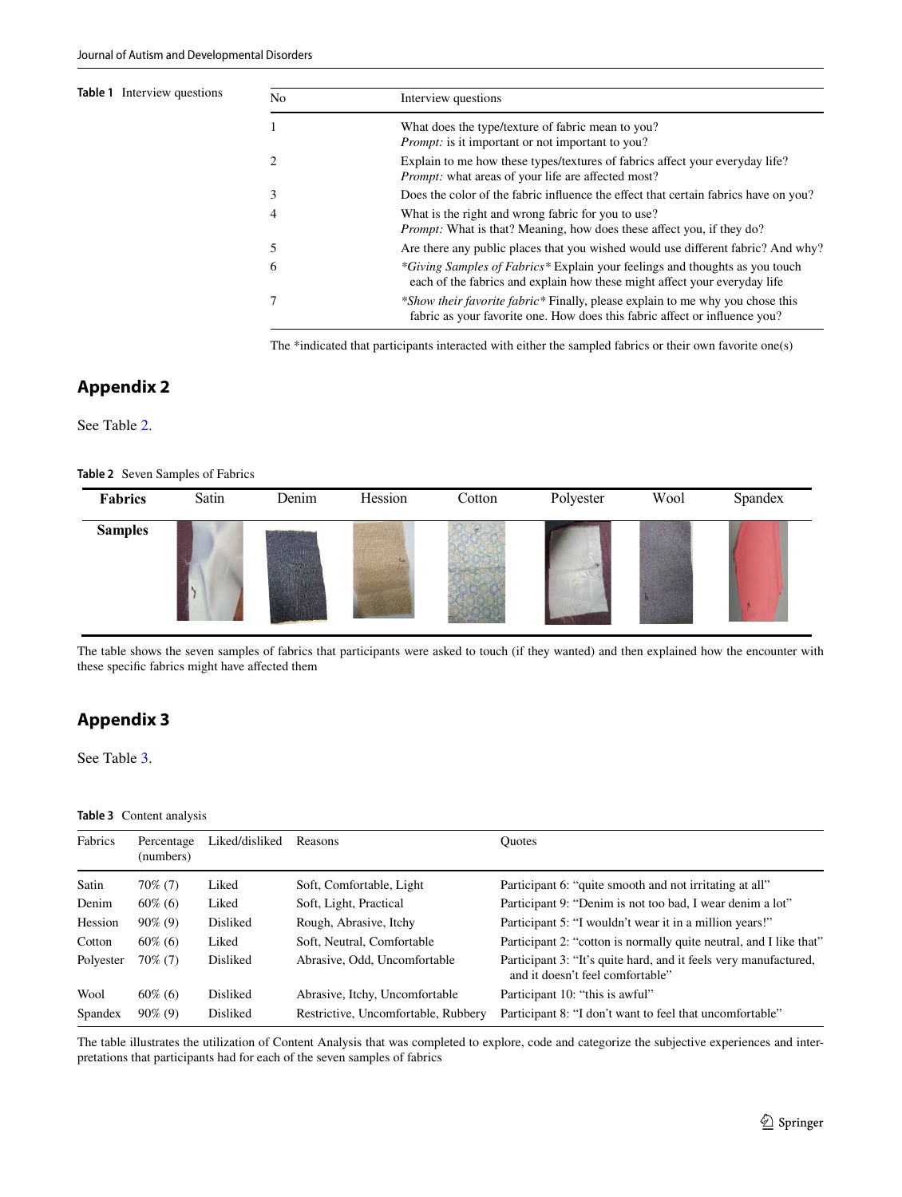**Table 1** Interview questions

| No | Interview questions |
|---|---|
| 1 | What does the type/texture of fabric mean to you? *Prompt:* is it important or not important to you? |
| 2 | Explain to me how these types/textures of fabrics affect your everyday life? *Prompt:* what areas of your life are affected most? |
| 3 | Does the color of the fabric influence the effect that certain fabrics have on you? |
| 4 | What is the right and wrong fabric for you to use? *Prompt:* What is that? Meaning, how does these affect you, if they do? |
| 5 | Are there any public places that you wished would use different fabric? And why? |
| 6 | **Giving Samples of Fabrics** Explain your feelings and thoughts as you touch each of the fabrics and explain how these might affect your everyday life |
| 7 | **Show their favorite fabric** Finally, please explain to me why you chose this fabric as your favorite one. How does this fabric affect or influence you? |

The *indicated that participants interacted with either the sampled fabrics or their own favorite one(s)

## Appendix 2

See Table 2.

**Table 2** Seven Samples of Fabrics

| Fabrics | Satin | Denim | Hession | Cotton | Polyester | Wool | Spandex |
|---|---|---|---|---|---|---|---|
| Samples | | | | | | | |

The table shows the seven samples of fabrics that participants were asked to touch (if they wanted) and then explained how the encounter with these specific fabrics might have affected them

## Appendix 3

See Table 3.

**Table 3** Content analysis

| Fabrics | Percentage (numbers) | Liked/disliked | Reasons | Quotes |
|---|---|---|---|---|
| Satin | 70% (7) | Liked | Soft, Comfortable, Light | Participant 6: "quite smooth and not irritating at all" |
| Denim | 60% (6) | Liked | Soft, Light, Practical | Participant 9: "Denim is not too bad, I wear denim a lot" |
| Hession | 90% (9) | Disliked | Rough, Abrasive, Itchy | Participant 5: "I wouldn't wear it in a million years!" |
| Cotton | 60% (6) | Liked | Soft, Neutral, Comfortable | Participant 2: "cotton is normally quite neutral, and I like that" |
| Polyester | 70% (7) | Disliked | Abrasive, Odd, Uncomfortable | Participant 3: "It's quite hard, and it feels very manufactured, and it doesn't feel comfortable" |
| Wool | 60% (6) | Disliked | Abrasive, Itchy, Uncomfortable | Participant 10: "this is awful" |
| Spandex | 90% (9) | Disliked | Restrictive, Uncomfortable, Rubbery | Participant 8: "I don't want to feel that uncomfortable" |

The table illustrates the utilization of Content Analysis that was completed to explore, code and categorize the subjective experiences and interpretations that participants had for each of the seven samples of fabrics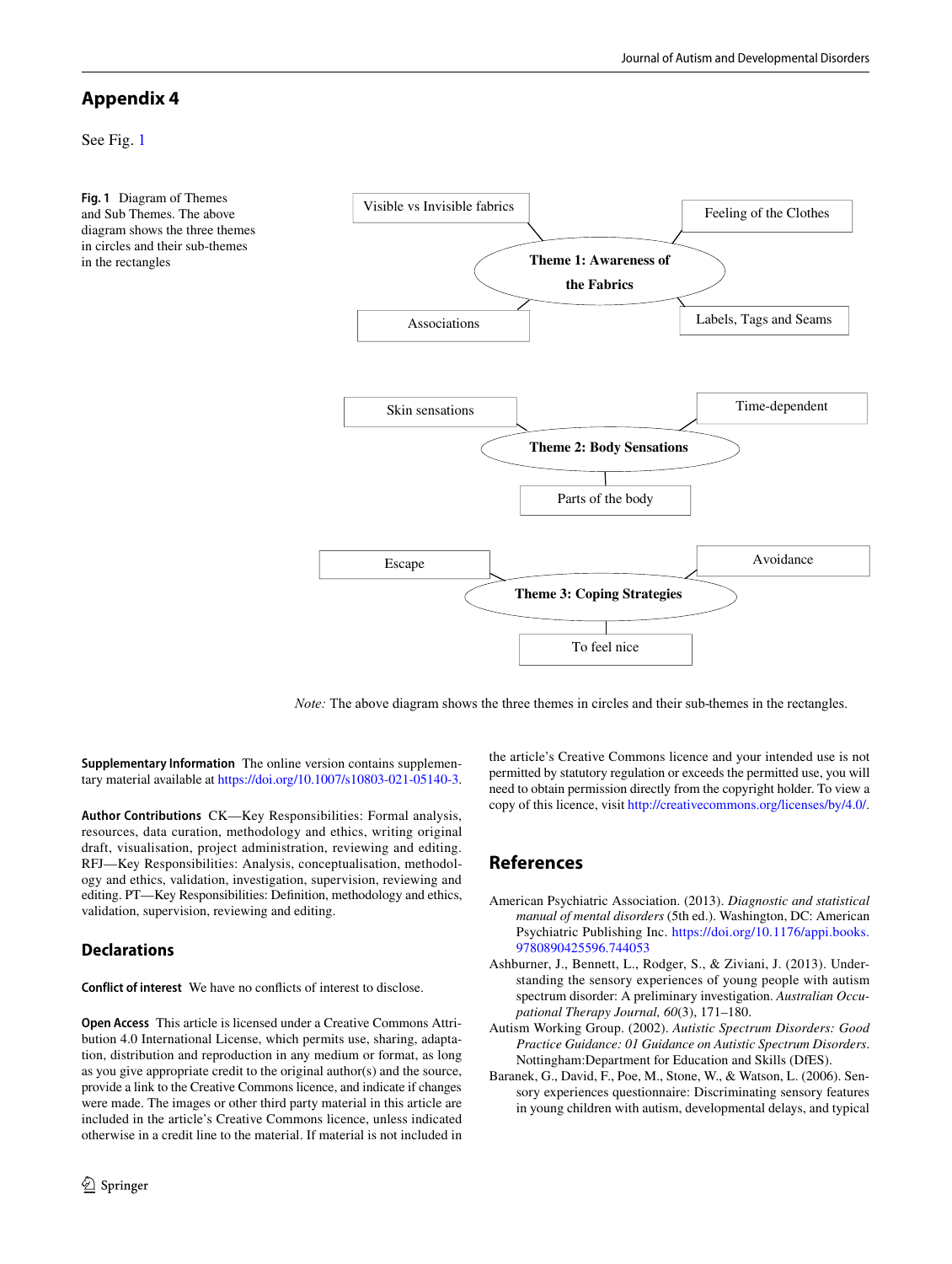## Appendix 4

See Fig. 1

**Fig. 1** Diagram of Themes and Sub Themes. The above diagram shows the three themes in circles and their sub-themes in the rectangles

Visible vs Invisible fabrics

Feeling of the Clothes

**Theme 1: Awareness of the Fabrics**

Associations

Labels, Tags and Seams

Skin sensations

Time-dependent

**Theme 2: Body Sensations**

Parts of the body

Escape

Avoidance

**Theme 3: Coping Strategies**

To feel nice

*Note:* The above diagram shows the three themes in circles and their sub-themes in the rectangles.

**Supplementary Information** The online version contains supplementary material available at https://doi.org/10.1007/s10803-021-05140-3.

**Author Contributions** CK—Key Responsibilities: Formal analysis, resources, data curation, methodology and ethics, writing original draft, visualisation, project administration, reviewing and editing. RFJ—Key Responsibilities: Analysis, conceptualisation, methodology and ethics, validation, investigation, supervision, reviewing and editing. PT—Key Responsibilities: Definition, methodology and ethics, validation, supervision, reviewing and editing.

## Declarations

**Conflict of interest** We have no conflicts of interest to disclose.

**Open Access** This article is licensed under a Creative Commons Attribution 4.0 International License, which permits use, sharing, adaptation, distribution and reproduction in any medium or format, as long as you give appropriate credit to the original author(s) and the source, provide a link to the Creative Commons licence, and indicate if changes were made. The images or other third party material in this article are included in the article's Creative Commons licence, unless indicated otherwise in a credit line to the material. If material is not included in the article's Creative Commons licence and your intended use is not permitted by statutory regulation or exceeds the permitted use, you will need to obtain permission directly from the copyright holder. To view a copy of this licence, visit http://creativecommons.org/licenses/by/4.0/.

## References

American Psychiatric Association. (2013). *Diagnostic and statistical manual of mental disorders* (5th ed.). Washington, DC: American Psychiatric Publishing Inc. https://doi.org/10.1176/appi.books.9780890425596.744053

Ashburner, J., Bennett, L., Rodger, S., & Ziviani, J. (2013). Understanding the sensory experiences of young people with autism spectrum disorder: A preliminary investigation. *Australian Occupational Therapy Journal, 60*(3), 171–180.

Autism Working Group. (2002). *Autistic Spectrum Disorders: Good Practice Guidance: 01 Guidance on Autistic Spectrum Disorders*. Nottingham:Department for Education and Skills (DfES).

Baranek, G., David, F., Poe, M., Stone, W., & Watson, L. (2006). Sensory experiences questionnaire: Discriminating sensory features in young children with autism, developmental delays, and typical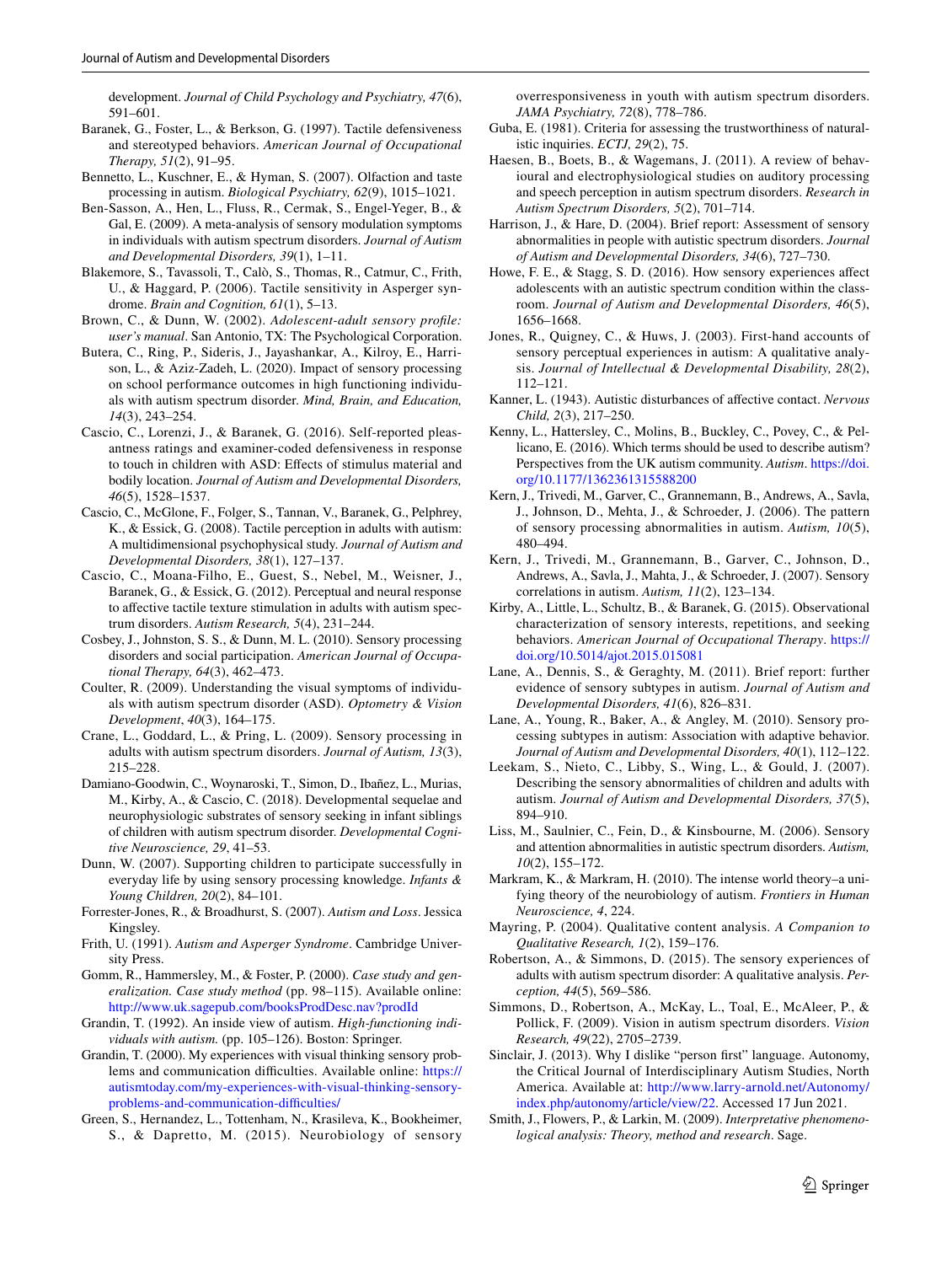development. *Journal of Child Psychology and Psychiatry, 47*(6), 591–601.

Baranek, G., Foster, L., & Berkson, G. (1997). Tactile defensiveness and stereotyped behaviors. *American Journal of Occupational Therapy, 51*(2), 91–95.

Bennetto, L., Kuschner, E., & Hyman, S. (2007). Olfaction and taste processing in autism. *Biological Psychiatry, 62*(9), 1015–1021.

Ben-Sasson, A., Hen, L., Fluss, R., Cermak, S., Engel-Yeger, B., & Gal, E. (2009). A meta-analysis of sensory modulation symptoms in individuals with autism spectrum disorders. *Journal of Autism and Developmental Disorders, 39*(1), 1–11.

Blakemore, S., Tavassoli, T., Calò, S., Thomas, R., Catmur, C., Frith, U., & Haggard, P. (2006). Tactile sensitivity in Asperger syndrome. *Brain and Cognition, 61*(1), 5–13.

Brown, C., & Dunn, W. (2002). *Adolescent-adult sensory profile: user's manual*. San Antonio, TX: The Psychological Corporation.

Butera, C., Ring, P., Sideris, J., Jayashankar, A., Kilroy, E., Harrison, L., & Aziz-Zadeh, L. (2020). Impact of sensory processing on school performance outcomes in high functioning individuals with autism spectrum disorder. *Mind, Brain, and Education, 14*(3), 243–254.

Cascio, C., Lorenzi, J., & Baranek, G. (2016). Self-reported pleasantness ratings and examiner-coded defensiveness in response to touch in children with ASD: Effects of stimulus material and bodily location. *Journal of Autism and Developmental Disorders, 46*(5), 1528–1537.

Cascio, C., McGlone, F., Folger, S., Tannan, V., Baranek, G., Pelphrey, K., & Essick, G. (2008). Tactile perception in adults with autism: A multidimensional psychophysical study. *Journal of Autism and Developmental Disorders, 38*(1), 127–137.

Cascio, C., Moana-Filho, E., Guest, S., Nebel, M., Weisner, J., Baranek, G., & Essick, G. (2012). Perceptual and neural response to affective tactile texture stimulation in adults with autism spectrum disorders. *Autism Research, 5*(4), 231–244.

Cosbey, J., Johnston, S. S., & Dunn, M. L. (2010). Sensory processing disorders and social participation. *American Journal of Occupational Therapy, 64*(3), 462–473.

Coulter, R. (2009). Understanding the visual symptoms of individuals with autism spectrum disorder (ASD). *Optometry & Vision Development*, *40*(3), 164–175.

Crane, L., Goddard, L., & Pring, L. (2009). Sensory processing in adults with autism spectrum disorders. *Journal of Autism, 13*(3), 215–228.

Damiano-Goodwin, C., Woynaroski, T., Simon, D., Ibañez, L., Murias, M., Kirby, A., & Cascio, C. (2018). Developmental sequelae and neurophysiologic substrates of sensory seeking in infant siblings of children with autism spectrum disorder. *Developmental Cognitive Neuroscience, 29*, 41–53.

Dunn, W. (2007). Supporting children to participate successfully in everyday life by using sensory processing knowledge. *Infants & Young Children, 20*(2), 84–101.

Forrester-Jones, R., & Broadhurst, S. (2007). *Autism and Loss*. Jessica Kingsley.

Frith, U. (1991). *Autism and Asperger Syndrome*. Cambridge University Press.

Gomm, R., Hammersley, M., & Foster, P. (2000). *Case study and generalization. Case study method* (pp. 98–115). Available online: http://www.uk.sagepub.com/booksProdDesc.nav?prodId

Grandin, T. (1992). An inside view of autism. *High-functioning individuals with autism.* (pp. 105–126). Boston: Springer.

Grandin, T. (2000). My experiences with visual thinking sensory problems and communication difficulties. Available online: https://autismtoday.com/my-experiences-with-visual-thinking-sensory-problems-and-communication-difficulties/

Green, S., Hernandez, L., Tottenham, N., Krasileva, K., Bookheimer, S., & Dapretto, M. (2015). Neurobiology of sensory overresponsiveness in youth with autism spectrum disorders. *JAMA Psychiatry, 72*(8), 778–786.

Guba, E. (1981). Criteria for assessing the trustworthiness of naturalistic inquiries. *ECTJ, 29*(2), 75.

Haesen, B., Boets, B., & Wagemans, J. (2011). A review of behavioural and electrophysiological studies on auditory processing and speech perception in autism spectrum disorders. *Research in Autism Spectrum Disorders, 5*(2), 701–714.

Harrison, J., & Hare, D. (2004). Brief report: Assessment of sensory abnormalities in people with autistic spectrum disorders. *Journal of Autism and Developmental Disorders, 34*(6), 727–730.

Howe, F. E., & Stagg, S. D. (2016). How sensory experiences affect adolescents with an autistic spectrum condition within the classroom. *Journal of Autism and Developmental Disorders, 46*(5), 1656–1668.

Jones, R., Quigney, C., & Huws, J. (2003). First-hand accounts of sensory perceptual experiences in autism: A qualitative analysis. *Journal of Intellectual & Developmental Disability, 28*(2), 112–121.

Kanner, L. (1943). Autistic disturbances of affective contact. *Nervous Child, 2*(3), 217–250.

Kenny, L., Hattersley, C., Molins, B., Buckley, C., Povey, C., & Pellicano, E. (2016). Which terms should be used to describe autism? Perspectives from the UK autism community. *Autism*. https://doi.org/10.1177/1362361315588200

Kern, J., Trivedi, M., Garver, C., Grannemann, B., Andrews, A., Savla, J., Johnson, D., Mehta, J., & Schroeder, J. (2006). The pattern of sensory processing abnormalities in autism. *Autism, 10*(5), 480–494.

Kern, J., Trivedi, M., Grannemann, B., Garver, C., Johnson, D., Andrews, A., Savla, J., Mahta, J., & Schroeder, J. (2007). Sensory correlations in autism. *Autism, 11*(2), 123–134.

Kirby, A., Little, L., Schultz, B., & Baranek, G. (2015). Observational characterization of sensory interests, repetitions, and seeking behaviors. *American Journal of Occupational Therapy*. https://doi.org/10.5014/ajot.2015.015081

Lane, A., Dennis, S., & Geraghty, M. (2011). Brief report: further evidence of sensory subtypes in autism. *Journal of Autism and Developmental Disorders, 41*(6), 826–831.

Lane, A., Young, R., Baker, A., & Angley, M. (2010). Sensory processing subtypes in autism: Association with adaptive behavior. *Journal of Autism and Developmental Disorders, 40*(1), 112–122.

Leekam, S., Nieto, C., Libby, S., Wing, L., & Gould, J. (2007). Describing the sensory abnormalities of children and adults with autism. *Journal of Autism and Developmental Disorders, 37*(5), 894–910.

Liss, M., Saulnier, C., Fein, D., & Kinsbourne, M. (2006). Sensory and attention abnormalities in autistic spectrum disorders. *Autism, 10*(2), 155–172.

Markram, K., & Markram, H. (2010). The intense world theory–a unifying theory of the neurobiology of autism. *Frontiers in Human Neuroscience, 4*, 224.

Mayring, P. (2004). Qualitative content analysis. *A Companion to Qualitative Research, 1*(2), 159–176.

Robertson, A., & Simmons, D. (2015). The sensory experiences of adults with autism spectrum disorder: A qualitative analysis. *Perception, 44*(5), 569–586.

Simmons, D., Robertson, A., McKay, L., Toal, E., McAleer, P., & Pollick, F. (2009). Vision in autism spectrum disorders. *Vision Research, 49*(22), 2705–2739.

Sinclair, J. (2013). Why I dislike "person first" language. Autonomy, the Critical Journal of Interdisciplinary Autism Studies, North America. Available at: http://www.larry-arnold.net/Autonomy/index.php/autonomy/article/view/22. Accessed 17 Jun 2021.

Smith, J., Flowers, P., & Larkin, M. (2009). *Interpretative phenomenological analysis: Theory, method and research*. Sage.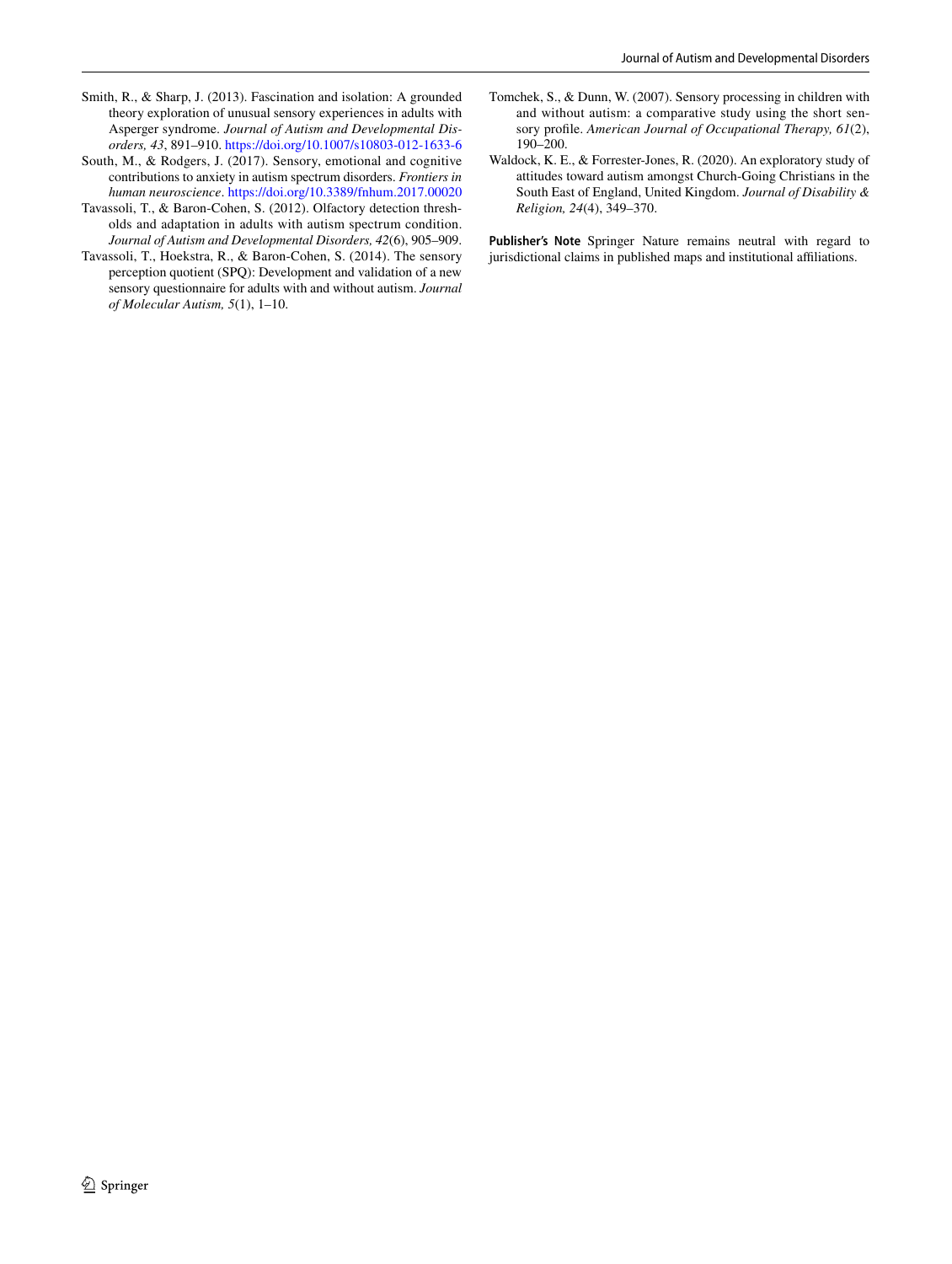Smith, R., & Sharp, J. (2013). Fascination and isolation: A grounded theory exploration of unusual sensory experiences in adults with Asperger syndrome. *Journal of Autism and Developmental Disorders, 43*, 891–910. https://doi.org/10.1007/s10803-012-1633-6

South, M., & Rodgers, J. (2017). Sensory, emotional and cognitive contributions to anxiety in autism spectrum disorders. *Frontiers in human neuroscience*. https://doi.org/10.3389/fnhum.2017.00020

Tavassoli, T., & Baron-Cohen, S. (2012). Olfactory detection thresholds and adaptation in adults with autism spectrum condition. *Journal of Autism and Developmental Disorders, 42*(6), 905–909.

Tavassoli, T., Hoekstra, R., & Baron-Cohen, S. (2014). The sensory perception quotient (SPQ): Development and validation of a new sensory questionnaire for adults with and without autism. *Journal of Molecular Autism, 5*(1), 1–10.

Tomchek, S., & Dunn, W. (2007). Sensory processing in children with and without autism: a comparative study using the short sensory profile. *American Journal of Occupational Therapy, 61*(2), 190–200.

Waldock, K. E., & Forrester-Jones, R. (2020). An exploratory study of attitudes toward autism amongst Church-Going Christians in the South East of England, United Kingdom. *Journal of Disability & Religion, 24*(4), 349–370.

**Publisher's Note** Springer Nature remains neutral with regard to jurisdictional claims in published maps and institutional affiliations.